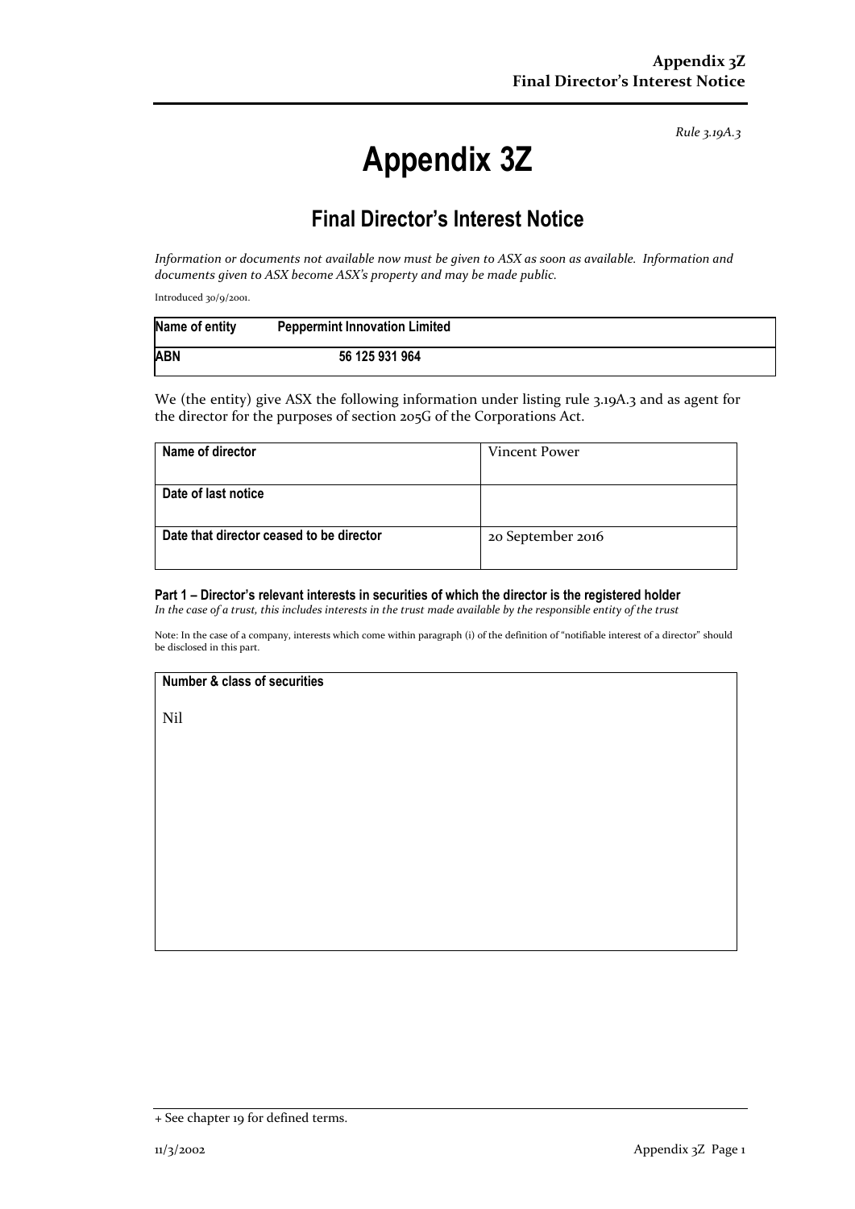*Rule 3.19A.3*

# Appendix 3Z

## Final Director's Interest Notice

*Information or documents not available now must be given to ASX as soon as available. Information and documents given to ASX become ASX's property and may be made public.*

Introduced 30/9/2001.

| **Name of entity** | **Peppermint Innovation Limited** |
|---|---|
| **ABN** | **56 125 931 964** |

We (the entity) give ASX the following information under listing rule 3.19A.3 and as agent for the director for the purposes of section 205G of the Corporations Act.

| **Name of director** | Vincent Power |
|---|---|
| **Date of last notice** | |
| **Date that director ceased to be director** | 20 September 2016 |

**Part 1 – Director's relevant interests in securities of which the director is the registered holder**

*In the case of a trust, this includes interests in the trust made available by the responsible entity of the trust*

Note: In the case of a company, interests which come within paragraph (i) of the definition of "notifiable interest of a director" should be disclosed in this part.

| **Number & class of securities** |
|---|
| Nil |

+ See chapter 19 for defined terms.

11/3/2002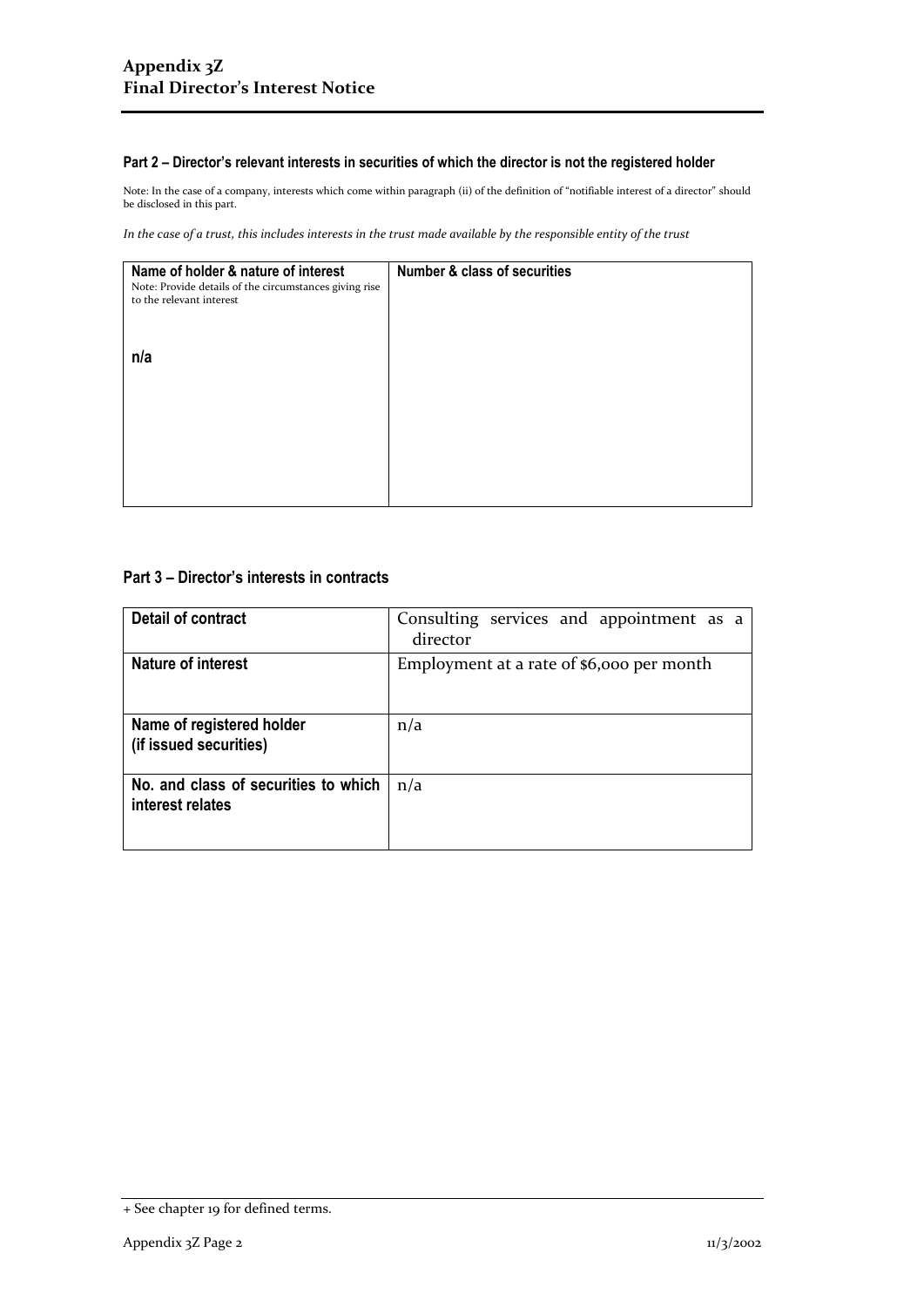## Part 2 – Director's relevant interests in securities of which the director is not the registered holder

Note: In the case of a company, interests which come within paragraph (ii) of the definition of "notifiable interest of a director" should be disclosed in this part.

*In the case of a trust, this includes interests in the trust made available by the responsible entity of the trust*

| Name of holder & nature of interest<br>Note: Provide details of the circumstances giving rise to the relevant interest | Number & class of securities |
|---|---|
| n/a | |

## Part 3 – Director's interests in contracts

| | |
|---|---|
| **Detail of contract** | Consulting services and appointment as a director |
| **Nature of interest** | Employment at a rate of $6,000 per month |
| **Name of registered holder (if issued securities)** | n/a |
| **No. and class of securities to which interest relates** | n/a |

+ See chapter 19 for defined terms.